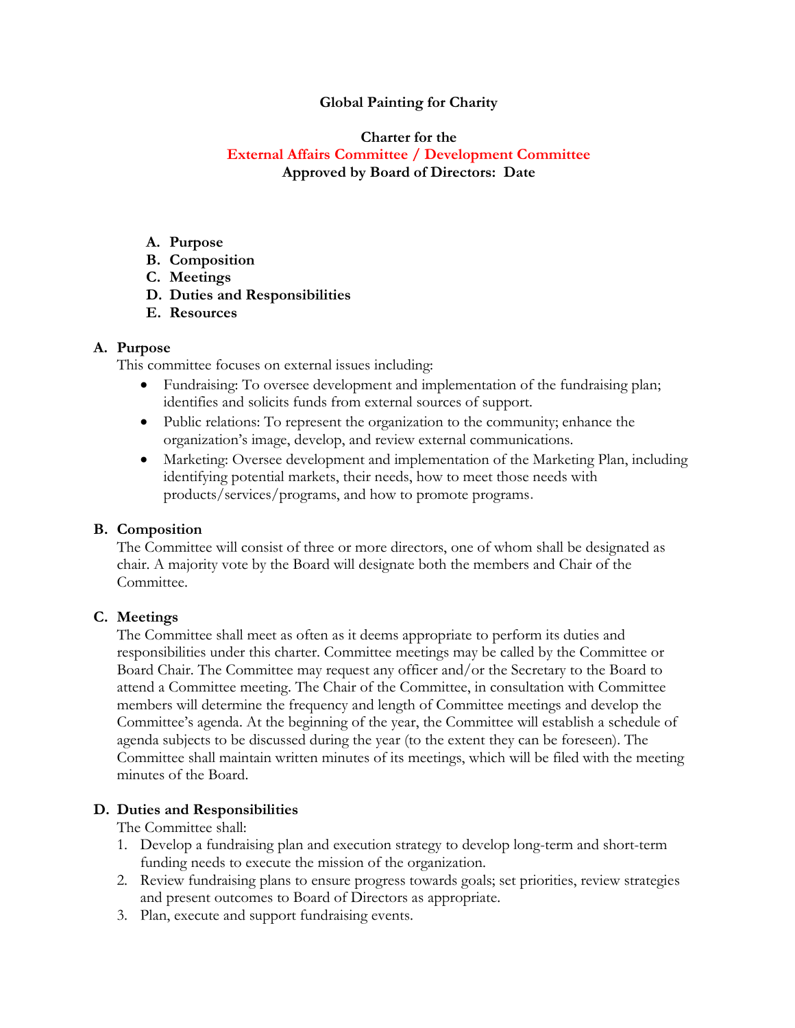# Global Painting for Charity

## Charter for the
## External Affairs Committee / Development Committee
**Approved by Board of Directors: Date**

A. **Purpose**
B. **Composition**
C. **Meetings**
D. **Duties and Responsibilities**
E. **Resources**

## A. Purpose

This committee focuses on external issues including:

- Fundraising: To oversee development and implementation of the fundraising plan; identifies and solicits funds from external sources of support.
- Public relations: To represent the organization to the community; enhance the organization's image, develop, and review external communications.
- Marketing: Oversee development and implementation of the Marketing Plan, including identifying potential markets, their needs, how to meet those needs with products/services/programs, and how to promote programs.

## B. Composition

The Committee will consist of three or more directors, one of whom shall be designated as chair. A majority vote by the Board will designate both the members and Chair of the Committee.

## C. Meetings

The Committee shall meet as often as it deems appropriate to perform its duties and responsibilities under this charter. Committee meetings may be called by the Committee or Board Chair. The Committee may request any officer and/or the Secretary to the Board to attend a Committee meeting. The Chair of the Committee, in consultation with Committee members will determine the frequency and length of Committee meetings and develop the Committee's agenda. At the beginning of the year, the Committee will establish a schedule of agenda subjects to be discussed during the year (to the extent they can be foreseen). The Committee shall maintain written minutes of its meetings, which will be filed with the meeting minutes of the Board.

## D. Duties and Responsibilities

The Committee shall:

1. Develop a fundraising plan and execution strategy to develop long-term and short-term funding needs to execute the mission of the organization.
2. Review fundraising plans to ensure progress towards goals; set priorities, review strategies and present outcomes to Board of Directors as appropriate.
3. Plan, execute and support fundraising events.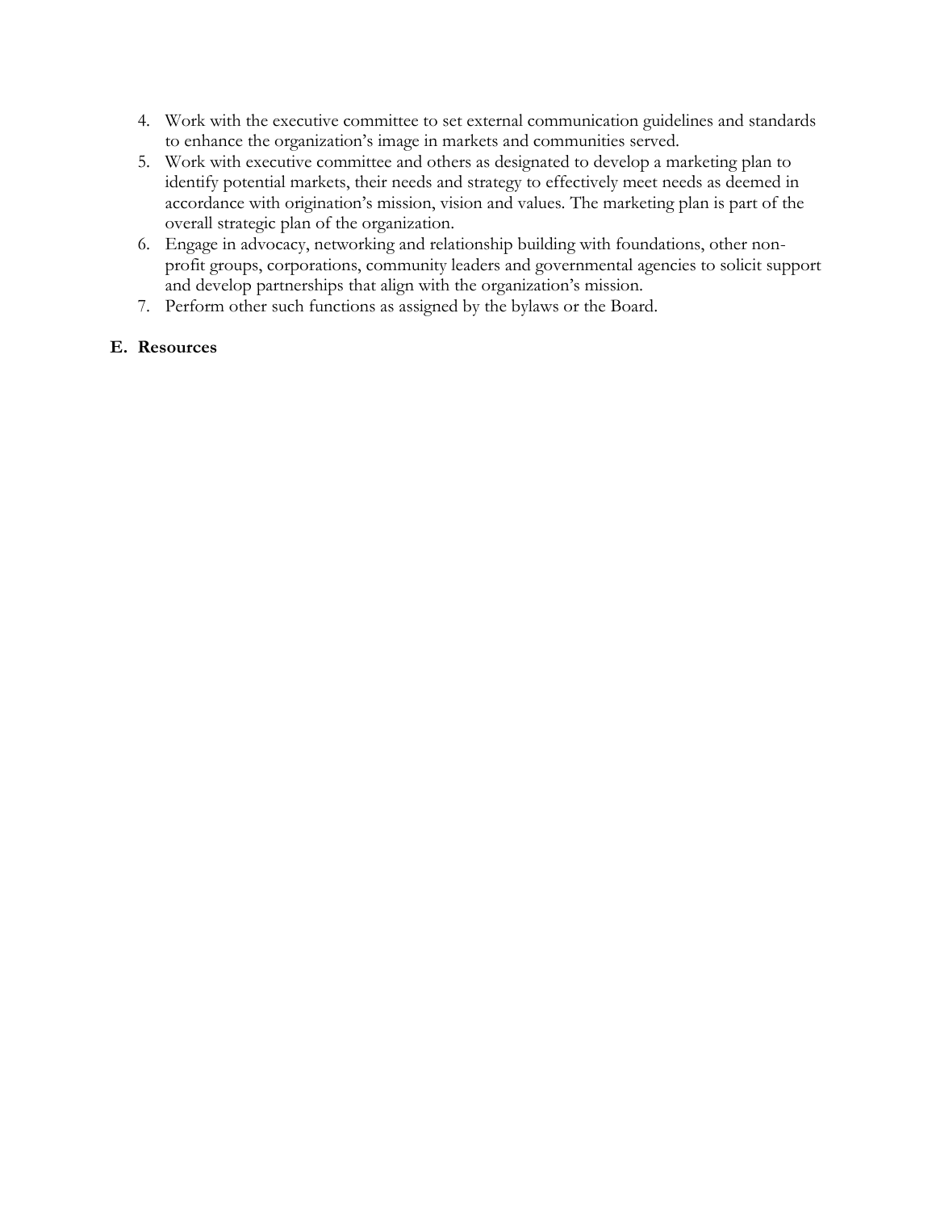4. Work with the executive committee to set external communication guidelines and standards to enhance the organization's image in markets and communities served.
5. Work with executive committee and others as designated to develop a marketing plan to identify potential markets, their needs and strategy to effectively meet needs as deemed in accordance with origination's mission, vision and values. The marketing plan is part of the overall strategic plan of the organization.
6. Engage in advocacy, networking and relationship building with foundations, other non-profit groups, corporations, community leaders and governmental agencies to solicit support and develop partnerships that align with the organization's mission.
7. Perform other such functions as assigned by the bylaws or the Board.

**E. Resources**